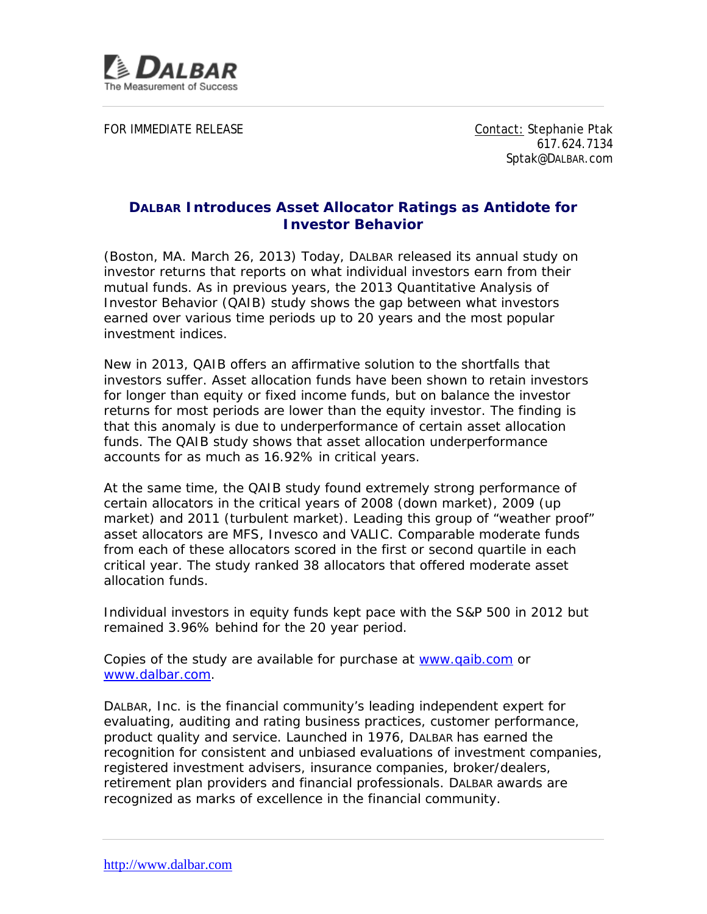DALBAR
The Measurement of Success

FOR IMMEDIATE RELEASE

Contact: Stephanie Ptak
617.624.7134
Sptak@DALBAR.com

## DALBAR Introduces Asset Allocator Ratings as Antidote for Investor Behavior

(Boston, MA. March 26, 2013) Today, DALBAR released its annual study on investor returns that reports on what individual investors earn from their mutual funds. As in previous years, the 2013 Quantitative Analysis of Investor Behavior (QAIB) study shows the gap between what investors earned over various time periods up to 20 years and the most popular investment indices.

New in 2013, QAIB offers an affirmative solution to the shortfalls that investors suffer. Asset allocation funds have been shown to retain investors for longer than equity or fixed income funds, but on balance the investor returns for most periods are lower than the equity investor. The finding is that this anomaly is due to underperformance of certain asset allocation funds. The QAIB study shows that asset allocation underperformance accounts for as much as 16.92% in critical years.

At the same time, the QAIB study found extremely strong performance of certain allocators in the critical years of 2008 (down market), 2009 (up market) and 2011 (turbulent market). Leading this group of "weather proof" asset allocators are MFS, Invesco and VALIC. Comparable moderate funds from each of these allocators scored in the first or second quartile in each critical year. The study ranked 38 allocators that offered moderate asset allocation funds.

Individual investors in equity funds kept pace with the S&P 500 in 2012 but remained 3.96% behind for the 20 year period.

Copies of the study are available for purchase at www.qaib.com or www.dalbar.com.

DALBAR, Inc. is the financial community's leading independent expert for evaluating, auditing and rating business practices, customer performance, product quality and service. Launched in 1976, DALBAR has earned the recognition for consistent and unbiased evaluations of investment companies, registered investment advisers, insurance companies, broker/dealers, retirement plan providers and financial professionals. DALBAR awards are recognized as marks of excellence in the financial community.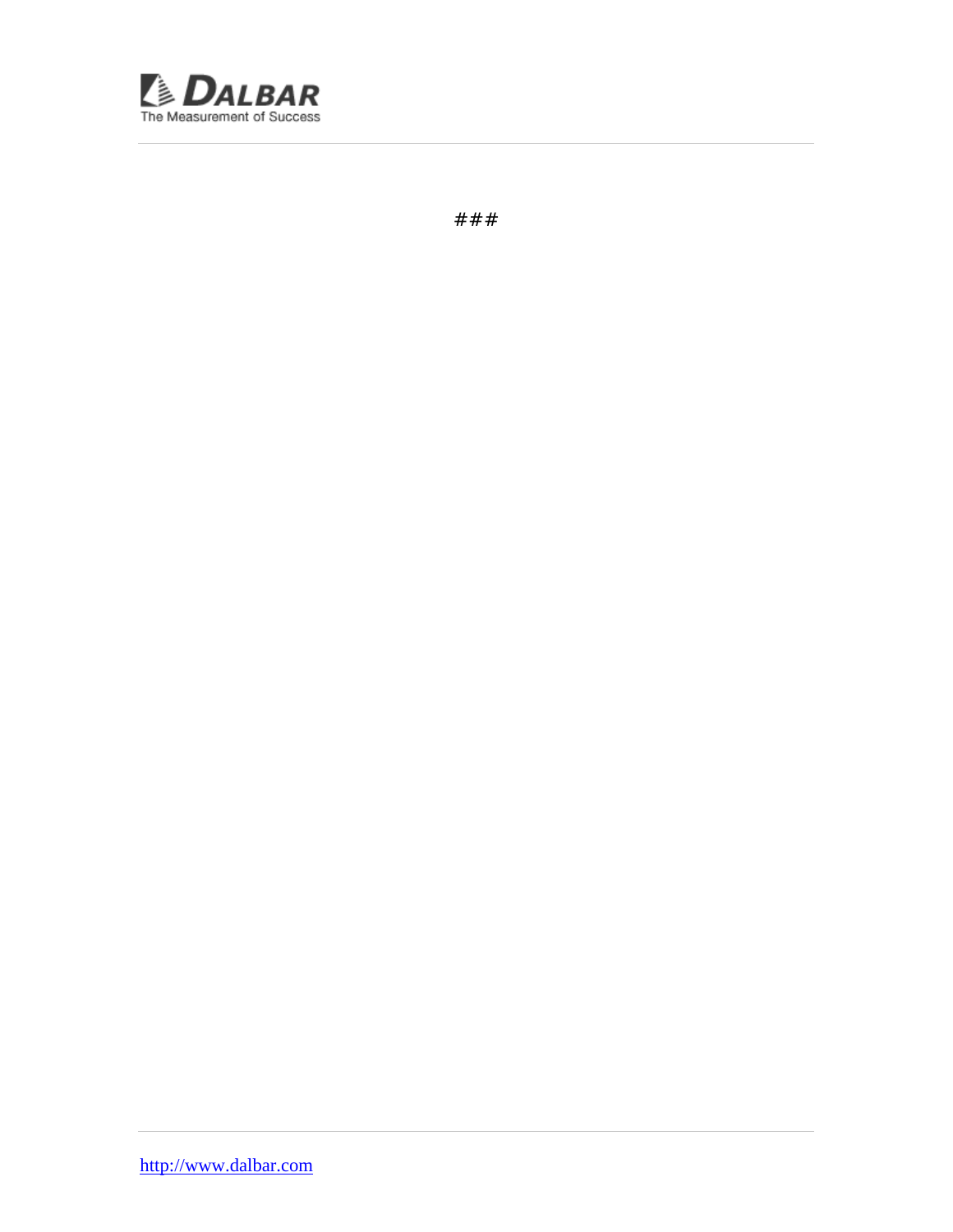###

http://www.dalbar.com